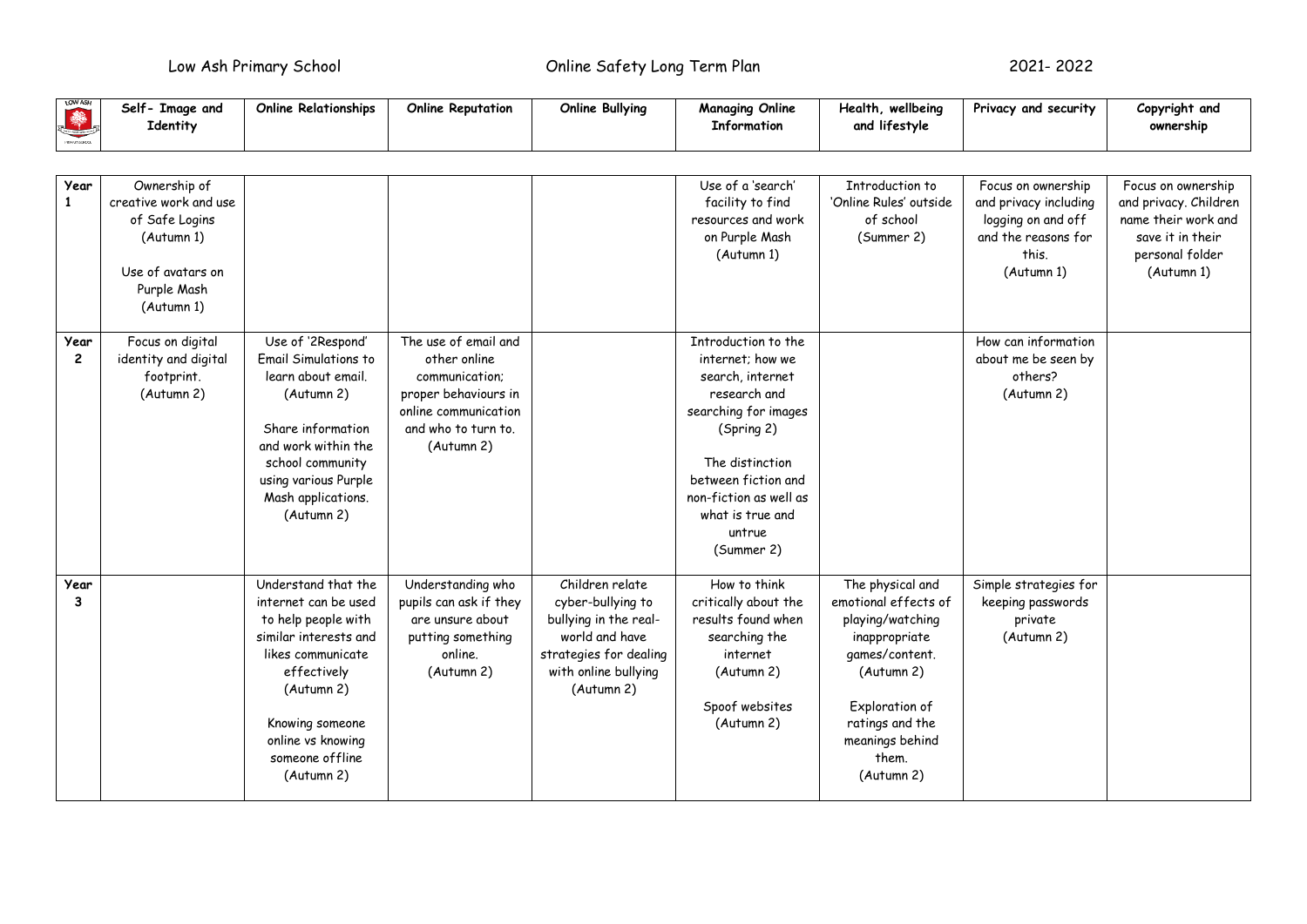Low Ash Primary School Online Safety Long Term Plan 2021- 2022

| | Self- Image and Identity | Online Relationships | Online Reputation | Online Bullying | Managing Online Information | Health, wellbeing and lifestyle | Privacy and security | Copyright and ownership |
|---|---|---|---|---|---|---|---|---|
| **Year 1** | Ownership of creative work and use of Safe Logins (Autumn 1)<br><br>Use of avatars on Purple Mash (Autumn 1) | | | | Use of a 'search' facility to find resources and work on Purple Mash (Autumn 1) | Introduction to 'Online Rules' outside of school (Summer 2) | Focus on ownership and privacy including logging on and off and the reasons for this. (Autumn 1) | Focus on ownership and privacy. Children name their work and save it in their personal folder (Autumn 1) |
| **Year 2** | Focus on digital identity and digital footprint. (Autumn 2) | Use of '2Respond' Email Simulations to learn about email. (Autumn 2)<br><br>Share information and work within the school community using various Purple Mash applications. (Autumn 2) | The use of email and other online communication; proper behaviours in online communication and who to turn to. (Autumn 2) | | Introduction to the internet; how we search, internet research and searching for images (Spring 2)<br><br>The distinction between fiction and non-fiction as well as what is true and untrue (Summer 2) | | How can information about me be seen by others? (Autumn 2) | |
| **Year 3** | | Understand that the internet can be used to help people with similar interests and likes communicate effectively (Autumn 2)<br><br>Knowing someone online vs knowing someone offline (Autumn 2) | Understanding who pupils can ask if they are unsure about putting something online. (Autumn 2) | Children relate cyber-bullying to bullying in the real-world and have strategies for dealing with online bullying (Autumn 2) | How to think critically about the results found when searching the internet (Autumn 2)<br><br>Spoof websites (Autumn 2) | The physical and emotional effects of playing/watching inappropriate games/content. (Autumn 2)<br><br>Exploration of ratings and the meanings behind them. (Autumn 2) | Simple strategies for keeping passwords private (Autumn 2) | |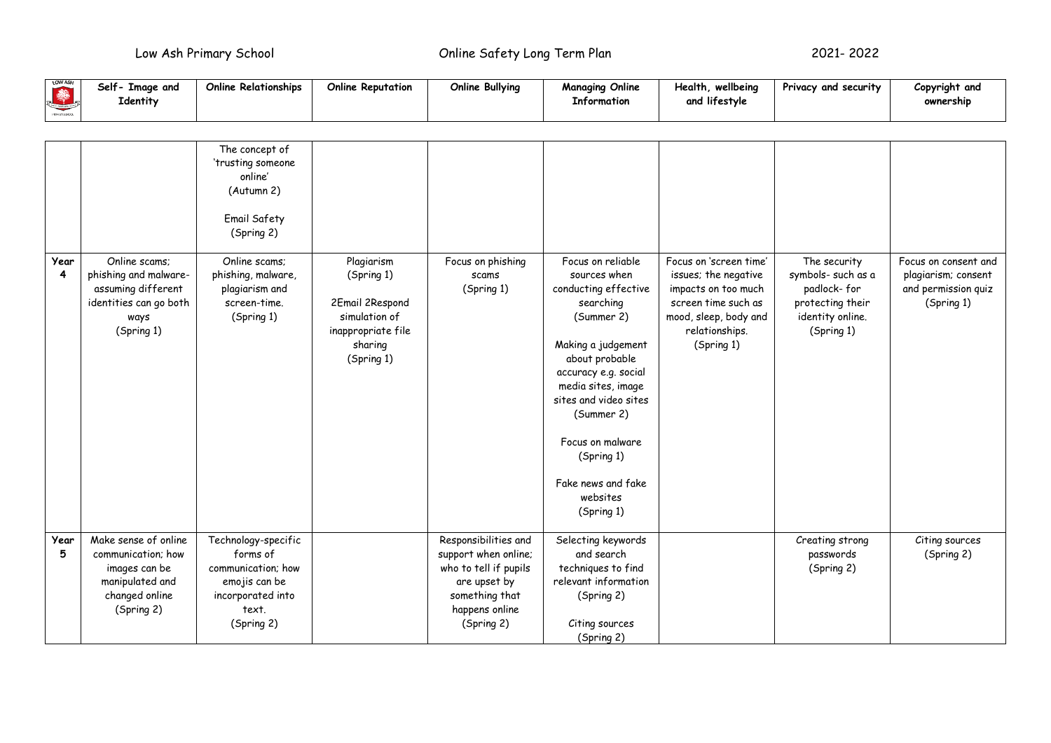Low Ash Primary School Online Safety Long Term Plan 2021- 2022

| | Self- Image and Identity | Online Relationships | Online Reputation | Online Bullying | Managing Online Information | Health, wellbeing and lifestyle | Privacy and security | Copyright and ownership |
|---|---|---|---|---|---|---|---|---|
| | | The concept of 'trusting someone online' (Autumn 2)<br><br>Email Safety (Spring 2) | | | | | | |
| **Year 4** | Online scams; phishing and malware- assuming different identities can go both ways (Spring 1) | Online scams; phishing, malware, plagiarism and screen-time. (Spring 1) | Plagiarism (Spring 1)<br><br>2Email 2Respond simulation of inappropriate file sharing (Spring 1) | Focus on phishing scams (Spring 1) | Focus on reliable sources when conducting effective searching (Summer 2)<br><br>Making a judgement about probable accuracy e.g. social media sites, image and video sites (Summer 2)<br><br>Focus on malware (Spring 1)<br><br>Fake news and fake websites (Spring 1) | Focus on 'screen time' issues; the negative impacts on too much screen time such as mood, sleep, body and relationships. (Spring 1) | The security symbols- such as a padlock- for protecting their identity online. (Spring 1) | Focus on consent and plagiarism; consent and permission quiz (Spring 1) |
| **Year 5** | Make sense of online communication; how images can be manipulated and changed online (Spring 2) | Technology-specific forms of communication; how emojis can be incorporated into text. (Spring 2) | | Responsibilities and support when online; who to tell if pupils are upset by something that happens online (Spring 2) | Selecting keywords and search techniques to find relevant information (Spring 2)<br><br>Citing sources (Spring 2) | | Creating strong passwords (Spring 2) | Citing sources (Spring 2) |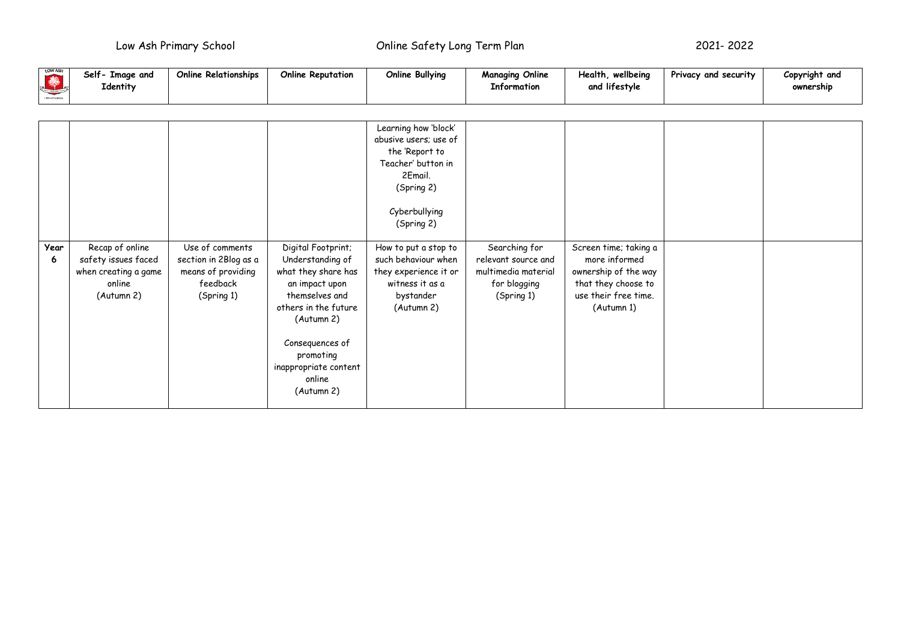Low Ash Primary School Online Safety Long Term Plan 2021- 2022

| | Self- Image and Identity | Online Relationships | Online Reputation | Online Bullying | Managing Online Information | Health, wellbeing and lifestyle | Privacy and security | Copyright and ownership |
|---|---|---|---|---|---|---|---|---|
| | | | | Learning how 'block' abusive users; use of the 'Report to Teacher' button in 2Email. (Spring 2)<br><br>Cyberbullying (Spring 2) | | | | |
| Year 6 | Recap of online safety issues faced when creating a game online (Autumn 2) | Use of comments section in 2Blog as a means of providing feedback (Spring 1) | Digital Footprint; Understanding of what they share has an impact upon themselves and others in the future (Autumn 2)<br><br>Consequences of promoting inappropriate content online (Autumn 2) | How to put a stop to such behaviour when they experience it or witness it as a bystander (Autumn 2) | Searching for relevant source and multimedia material for blogging (Spring 1) | Screen time; taking a more informed ownership of the way that they choose to use their free time. (Autumn 1) | | |